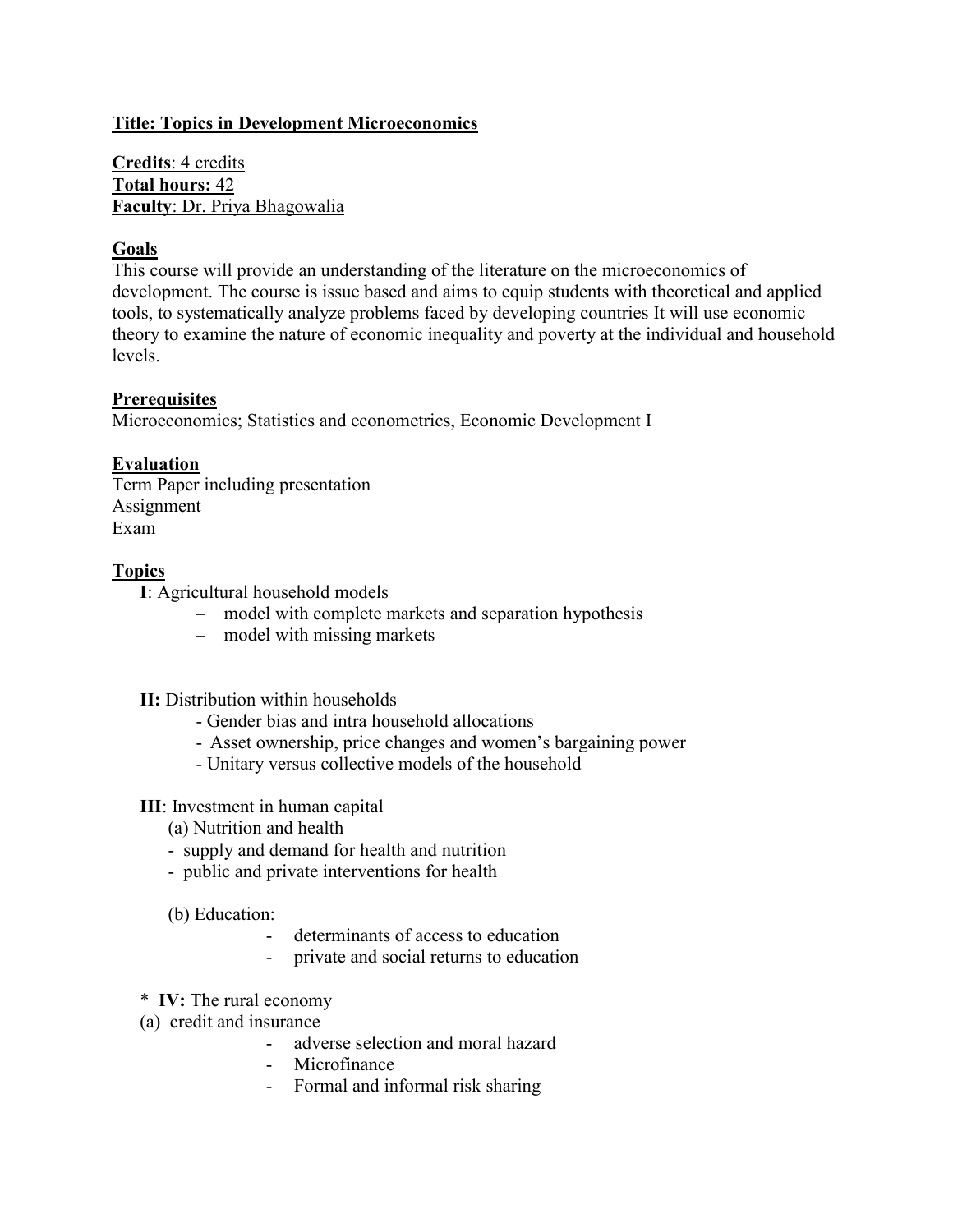**Title: Topics in Development Microeconomics**

**Credits**: 4 credits
**Total hours:** 42
**Faculty**: Dr. Priya Bhagowalia

**Goals**

This course will provide an understanding of the literature on the microeconomics of development. The course is issue based and aims to equip students with theoretical and applied tools, to systematically analyze problems faced by developing countries It will use economic theory to examine the nature of economic inequality and poverty at the individual and household levels.

**Prerequisites**

Microeconomics; Statistics and econometrics, Economic Development I

**Evaluation**

Term Paper including presentation
Assignment
Exam

**Topics**

**I**: Agricultural household models

- model with complete markets and separation hypothesis
- model with missing markets

**II:** Distribution within households

- Gender bias and intra household allocations
- Asset ownership, price changes and women's bargaining power
- Unitary versus collective models of the household

**III**: Investment in human capital

(a) Nutrition and health

- supply and demand for health and nutrition
- public and private interventions for health

(b) Education:

- determinants of access to education
- private and social returns to education

\* **IV:** The rural economy

(a) credit and insurance

- adverse selection and moral hazard
- Microfinance
- Formal and informal risk sharing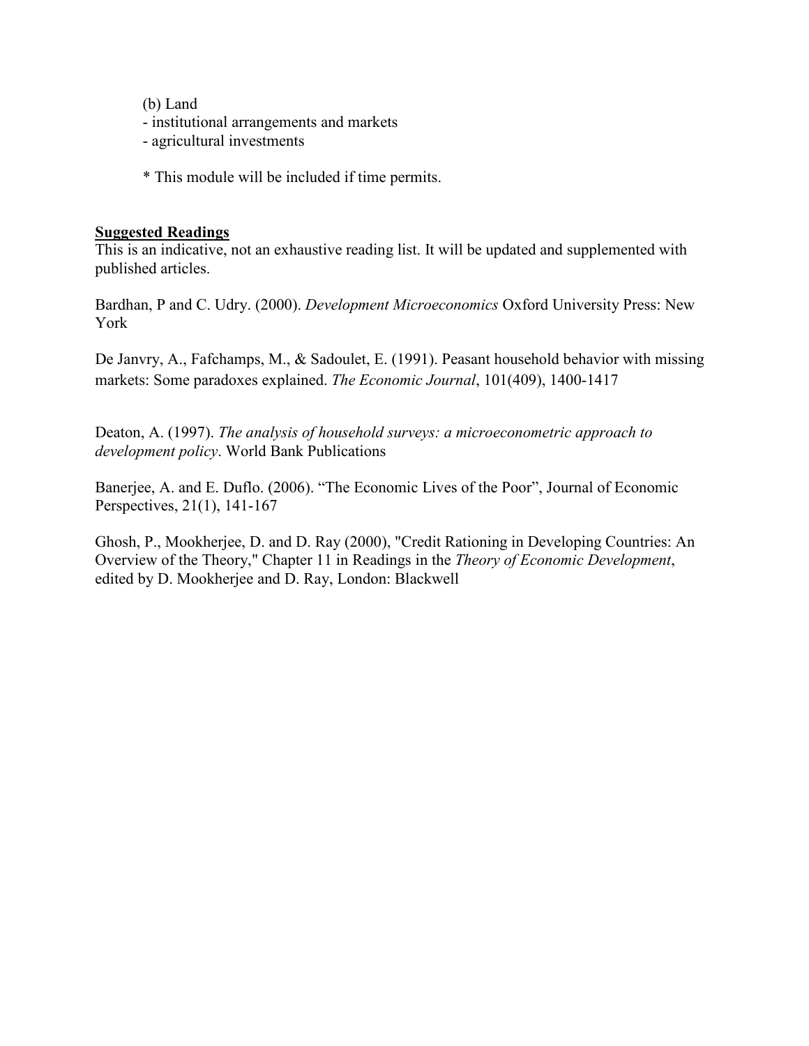(b) Land
- institutional arrangements and markets
- agricultural investments

* This module will be included if time permits.

**Suggested Readings**

This is an indicative, not an exhaustive reading list. It will be updated and supplemented with published articles.

Bardhan, P and C. Udry. (2000). *Development Microeconomics* Oxford University Press: New York

De Janvry, A., Fafchamps, M., & Sadoulet, E. (1991). Peasant household behavior with missing markets: Some paradoxes explained. *The Economic Journal*, 101(409), 1400-1417

Deaton, A. (1997). *The analysis of household surveys: a microeconometric approach to development policy*. World Bank Publications

Banerjee, A. and E. Duflo. (2006). "The Economic Lives of the Poor", Journal of Economic Perspectives, 21(1), 141-167

Ghosh, P., Mookherjee, D. and D. Ray (2000), "Credit Rationing in Developing Countries: An Overview of the Theory," Chapter 11 in Readings in the *Theory of Economic Development*, edited by D. Mookherjee and D. Ray, London: Blackwell